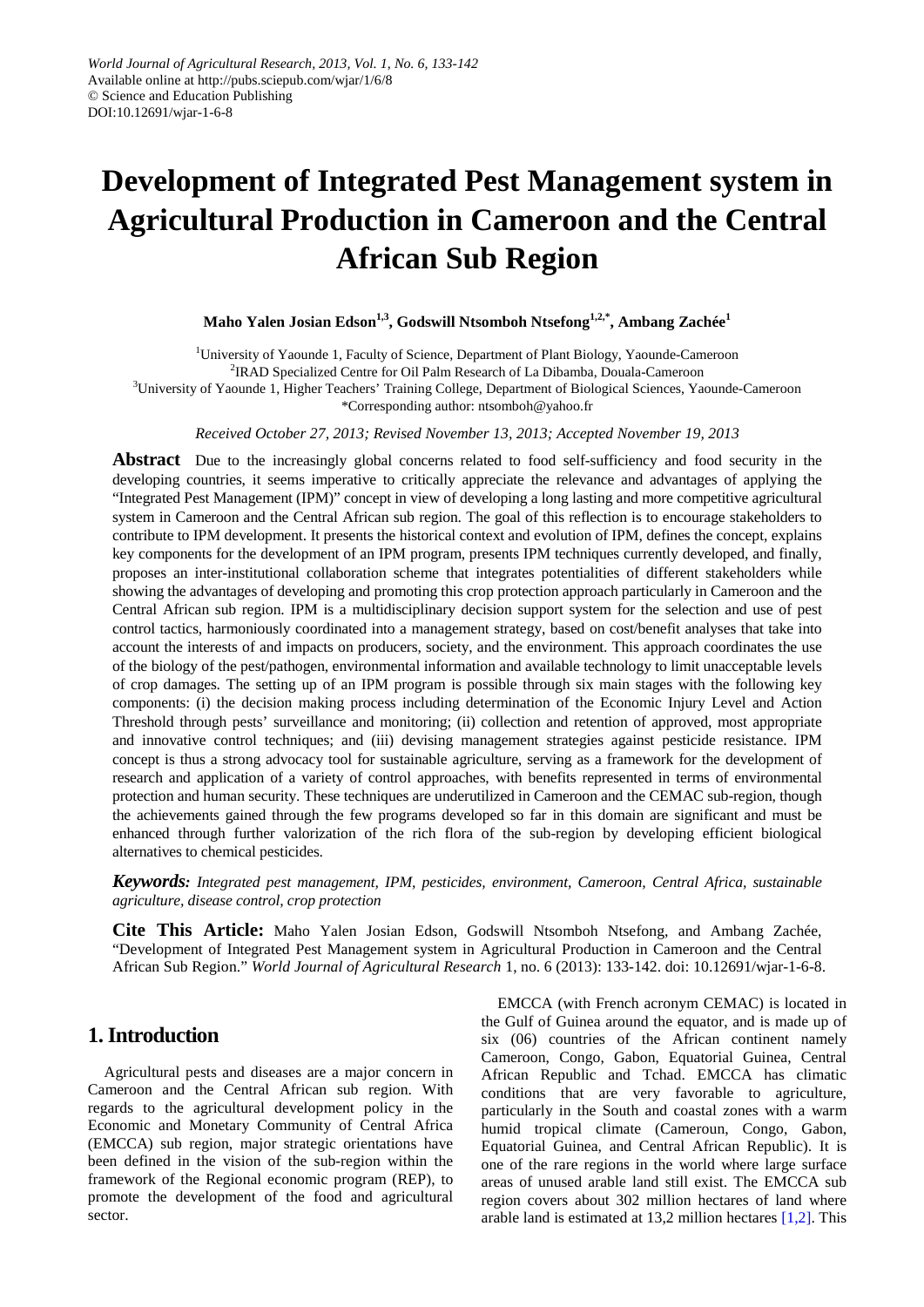World Journal of Agricultural Research, 2013, Vol. 1, No. 6, 133-142
Available online at http://pubs.sciepub.com/wjar/1/6/8
© Science and Education Publishing
DOI:10.12691/wjar-1-6-8

# Development of Integrated Pest Management system in Agricultural Production in Cameroon and the Central African Sub Region

**Maho Yalen Josian Edson[1,3], Godswill Ntsomboh Ntsefong[1,2,*], Ambang Zachée[1]**

[1]University of Yaounde 1, Faculty of Science, Department of Plant Biology, Yaounde-Cameroon
[2]IRAD Specialized Centre for Oil Palm Research of La Dibamba, Douala-Cameroon
[3]University of Yaounde 1, Higher Teachers' Training College, Department of Biological Sciences, Yaounde-Cameroon
*Corresponding author: ntsomboh@yahoo.fr

*Received October 27, 2013; Revised November 13, 2013; Accepted November 19, 2013*

**Abstract** Due to the increasingly global concerns related to food self-sufficiency and food security in the developing countries, it seems imperative to critically appreciate the relevance and advantages of applying the "Integrated Pest Management (IPM)" concept in view of developing a long lasting and more competitive agricultural system in Cameroon and the Central African sub region. The goal of this reflection is to encourage stakeholders to contribute to IPM development. It presents the historical context and evolution of IPM, defines the concept, explains key components for the development of an IPM program, presents IPM techniques currently developed, and finally, proposes an inter-institutional collaboration scheme that integrates potentialities of different stakeholders while showing the advantages of developing and promoting this crop protection approach particularly in Cameroon and the Central African sub region. IPM is a multidisciplinary decision support system for the selection and use of pest control tactics, harmoniously coordinated into a management strategy, based on cost/benefit analyses that take into account the interests of and impacts on producers, society, and the environment. This approach coordinates the use of the biology of the pest/pathogen, environmental information and available technology to limit unacceptable levels of crop damages. The setting up of an IPM program is possible through six main stages with the following key components: (i) the decision making process including determination of the Economic Injury Level and Action Threshold through pests' surveillance and monitoring; (ii) collection and retention of approved, most appropriate and innovative control techniques; and (iii) devising management strategies against pesticide resistance. IPM concept is thus a strong advocacy tool for sustainable agriculture, serving as a framework for the development of research and application of a variety of control approaches, with benefits represented in terms of environmental protection and human security. These techniques are underutilized in Cameroon and the CEMAC sub-region, though the achievements gained through the few programs developed so far in this domain are significant and must be enhanced through further valorization of the rich flora of the sub-region by developing efficient biological alternatives to chemical pesticides.

***Keywords:*** *Integrated pest management, IPM, pesticides, environment, Cameroon, Central Africa, sustainable agriculture, disease control, crop protection*

**Cite This Article:** Maho Yalen Josian Edson, Godswill Ntsomboh Ntsefong, and Ambang Zachée, "Development of Integrated Pest Management system in Agricultural Production in Cameroon and the Central African Sub Region." *World Journal of Agricultural Research* 1, no. 6 (2013): 133-142. doi: 10.12691/wjar-1-6-8.

## 1. Introduction

Agricultural pests and diseases are a major concern in Cameroon and the Central African sub region. With regards to the agricultural development policy in the Economic and Monetary Community of Central Africa (EMCCA) sub region, major strategic orientations have been defined in the vision of the sub-region within the framework of the Regional economic program (REP), to promote the development of the food and agricultural sector.

EMCCA (with French acronym CEMAC) is located in the Gulf of Guinea around the equator, and is made up of six (06) countries of the African continent namely Cameroon, Congo, Gabon, Equatorial Guinea, Central African Republic and Tchad. EMCCA has climatic conditions that are very favorable to agriculture, particularly in the South and coastal zones with a warm humid tropical climate (Cameroun, Congo, Gabon, Equatorial Guinea, and Central African Republic). It is one of the rare regions in the world where large surface areas of unused arable land still exist. The EMCCA sub region covers about 302 million hectares of land where arable land is estimated at 13,2 million hectares [1,2]. This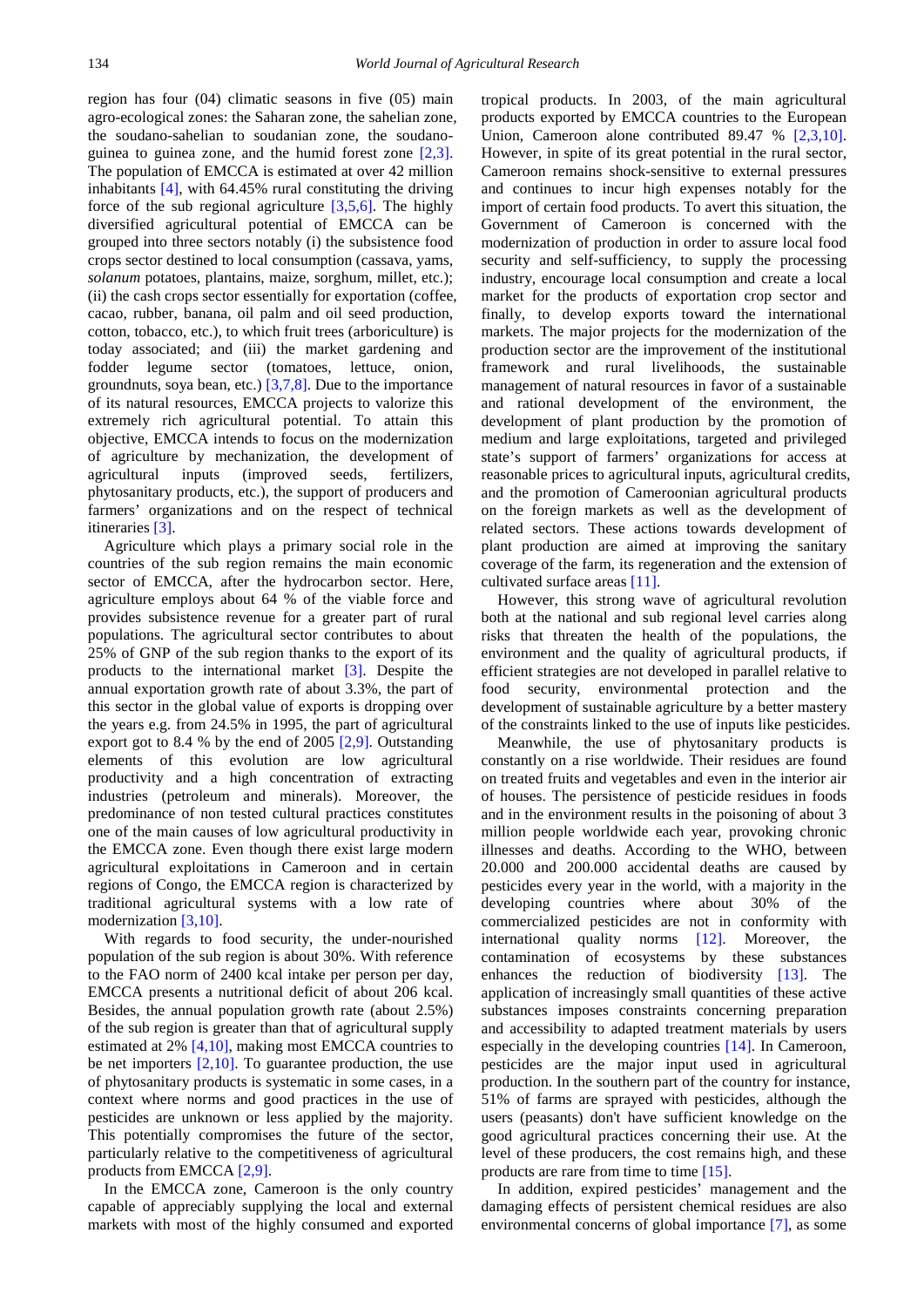region has four (04) climatic seasons in five (05) main agro-ecological zones: the Saharan zone, the sahelian zone, the soudano-sahelian to soudanian zone, the soudano-guinea to guinea zone, and the humid forest zone [2,3]. The population of EMCCA is estimated at over 42 million inhabitants [4], with 64.45% rural constituting the driving force of the sub regional agriculture [3,5,6]. The highly diversified agricultural potential of EMCCA can be grouped into three sectors notably (i) the subsistence food crops sector destined to local consumption (cassava, yams, *solanum* potatoes, plantains, maize, sorghum, millet, etc.); (ii) the cash crops sector essentially for exportation (coffee, cacao, rubber, banana, oil palm and oil seed production, cotton, tobacco, etc.), to which fruit trees (arboriculture) is today associated; and (iii) the market gardening and fodder legume sector (tomatoes, lettuce, onion, groundnuts, soya bean, etc.) [3,7,8]. Due to the importance of its natural resources, EMCCA projects to valorize this extremely rich agricultural potential. To attain this objective, EMCCA intends to focus on the modernization of agriculture by mechanization, the development of agricultural inputs (improved seeds, fertilizers, phytosanitary products, etc.), the support of producers and farmers' organizations and on the respect of technical itineraries [3].

Agriculture which plays a primary social role in the countries of the sub region remains the main economic sector of EMCCA, after the hydrocarbon sector. Here, agriculture employs about 64 % of the viable force and provides subsistence revenue for a greater part of rural populations. The agricultural sector contributes to about 25% of GNP of the sub region thanks to the export of its products to the international market [3]. Despite the annual exportation growth rate of about 3.3%, the part of this sector in the global value of exports is dropping over the years e.g. from 24.5% in 1995, the part of agricultural export got to 8.4 % by the end of 2005 [2,9]. Outstanding elements of this evolution are low agricultural productivity and a high concentration of extracting industries (petroleum and minerals). Moreover, the predominance of non tested cultural practices constitutes one of the main causes of low agricultural productivity in the EMCCA zone. Even though there exist large modern agricultural exploitations in Cameroon and in certain regions of Congo, the EMCCA region is characterized by traditional agricultural systems with a low rate of modernization [3,10].

With regards to food security, the under-nourished population of the sub region is about 30%. With reference to the FAO norm of 2400 kcal intake per person per day, EMCCA presents a nutritional deficit of about 206 kcal. Besides, the annual population growth rate (about 2.5%) of the sub region is greater than that of agricultural supply estimated at 2% [4,10], making most EMCCA countries to be net importers [2,10]. To guarantee production, the use of phytosanitary products is systematic in some cases, in a context where norms and good practices in the use of pesticides are unknown or less applied by the majority. This potentially compromises the future of the sector, particularly relative to the competitiveness of agricultural products from EMCCA [2,9].

In the EMCCA zone, Cameroon is the only country capable of appreciably supplying the local and external markets with most of the highly consumed and exported tropical products. In 2003, of the main agricultural products exported by EMCCA countries to the European Union, Cameroon alone contributed 89.47 % [2,3,10]. However, in spite of its great potential in the rural sector, Cameroon remains shock-sensitive to external pressures and continues to incur high expenses notably for the import of certain food products. To avert this situation, the Government of Cameroon is concerned with the modernization of production in order to assure local food security and self-sufficiency, to supply the processing industry, encourage local consumption and create a local market for the products of exportation crop sector and finally, to develop exports toward the international markets. The major projects for the modernization of the production sector are the improvement of the institutional framework and rural livelihoods, the sustainable management of natural resources in favor of a sustainable and rational development of the environment, the development of plant production by the promotion of medium and large exploitations, targeted and privileged state's support of farmers' organizations for access at reasonable prices to agricultural inputs, agricultural credits, and the promotion of Cameroonian agricultural products on the foreign markets as well as the development of related sectors. These actions towards development of plant production are aimed at improving the sanitary coverage of the farm, its regeneration and the extension of cultivated surface areas [11].

However, this strong wave of agricultural revolution both at the national and sub regional level carries along risks that threaten the health of the populations, the environment and the quality of agricultural products, if efficient strategies are not developed in parallel relative to food security, environmental protection and the development of sustainable agriculture by a better mastery of the constraints linked to the use of inputs like pesticides.

Meanwhile, the use of phytosanitary products is constantly on a rise worldwide. Their residues are found on treated fruits and vegetables and even in the interior air of houses. The persistence of pesticide residues in foods and in the environment results in the poisoning of about 3 million people worldwide each year, provoking chronic illnesses and deaths. According to the WHO, between 20.000 and 200.000 accidental deaths are caused by pesticides every year in the world, with a majority in the developing countries where about 30% of the commercialized pesticides are not in conformity with international quality norms [12]. Moreover, the contamination of ecosystems by these substances enhances the reduction of biodiversity [13]. The application of increasingly small quantities of these active substances imposes constraints concerning preparation and accessibility to adapted treatment materials by users especially in the developing countries [14]. In Cameroon, pesticides are the major input used in agricultural production. In the southern part of the country for instance, 51% of farms are sprayed with pesticides, although the users (peasants) don't have sufficient knowledge on the good agricultural practices concerning their use. At the level of these producers, the cost remains high, and these products are rare from time to time [15].

In addition, expired pesticides' management and the damaging effects of persistent chemical residues are also environmental concerns of global importance [7], as some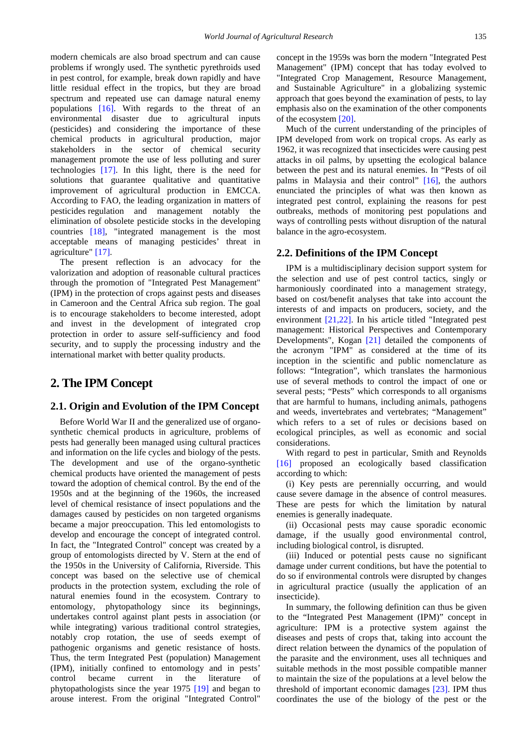modern chemicals are also broad spectrum and can cause problems if wrongly used. The synthetic pyrethroids used in pest control, for example, break down rapidly and have little residual effect in the tropics, but they are broad spectrum and repeated use can damage natural enemy populations [16]. With regards to the threat of an environmental disaster due to agricultural inputs (pesticides) and considering the importance of these chemical products in agricultural production, major stakeholders in the sector of chemical security management promote the use of less polluting and surer technologies [17]. In this light, there is the need for solutions that guarantee qualitative and quantitative improvement of agricultural production in EMCCA. According to FAO, the leading organization in matters of pesticides regulation and management notably the elimination of obsolete pesticide stocks in the developing countries [18], "integrated management is the most acceptable means of managing pesticides' threat in agriculture" [17].

The present reflection is an advocacy for the valorization and adoption of reasonable cultural practices through the promotion of "Integrated Pest Management" (IPM) in the protection of crops against pests and diseases in Cameroon and the Central Africa sub region. The goal is to encourage stakeholders to become interested, adopt and invest in the development of integrated crop protection in order to assure self-sufficiency and food security, and to supply the processing industry and the international market with better quality products.

# 2. The IPM Concept

## 2.1. Origin and Evolution of the IPM Concept

Before World War II and the generalized use of organo-synthetic chemical products in agriculture, problems of pests had generally been managed using cultural practices and information on the life cycles and biology of the pests. The development and use of the organo-synthetic chemical products have oriented the management of pests toward the adoption of chemical control. By the end of the 1950s and at the beginning of the 1960s, the increased level of chemical resistance of insect populations and the damages caused by pesticides on non targeted organisms became a major preoccupation. This led entomologists to develop and encourage the concept of integrated control. In fact, the "Integrated Control" concept was created by a group of entomologists directed by V. Stern at the end of the 1950s in the University of California, Riverside. This concept was based on the selective use of chemical products in the protection system, excluding the role of natural enemies found in the ecosystem. Contrary to entomology, phytopathology since its beginnings, undertakes control against plant pests in association (or while integrating) various traditional control strategies, notably crop rotation, the use of seeds exempt of pathogenic organisms and genetic resistance of hosts. Thus, the term Integrated Pest (population) Management (IPM), initially confined to entomology and in pests' control became current in the literature of phytopathologists since the year 1975 [19] and began to arouse interest. From the original "Integrated Control" concept in the 1959s was born the modern "Integrated Pest Management" (IPM) concept that has today evolved to "Integrated Crop Management, Resource Management, and Sustainable Agriculture" in a globalizing systemic approach that goes beyond the examination of pests, to lay emphasis also on the examination of the other components of the ecosystem [20].

Much of the current understanding of the principles of IPM developed from work on tropical crops. As early as 1962, it was recognized that insecticides were causing pest attacks in oil palms, by upsetting the ecological balance between the pest and its natural enemies. In "Pests of oil palms in Malaysia and their control" [16], the authors enunciated the principles of what was then known as integrated pest control, explaining the reasons for pest outbreaks, methods of monitoring pest populations and ways of controlling pests without disruption of the natural balance in the agro-ecosystem.

## 2.2. Definitions of the IPM Concept

IPM is a multidisciplinary decision support system for the selection and use of pest control tactics, singly or harmoniously coordinated into a management strategy, based on cost/benefit analyses that take into account the interests of and impacts on producers, society, and the environment [21,22]. In his article titled "Integrated pest management: Historical Perspectives and Contemporary Developments", Kogan [21] detailed the components of the acronym "IPM" as considered at the time of its inception in the scientific and public nomenclature as follows: "Integration", which translates the harmonious use of several methods to control the impact of one or several pests; "Pests" which corresponds to all organisms that are harmful to humans, including animals, pathogens and weeds, invertebrates and vertebrates; "Management" which refers to a set of rules or decisions based on ecological principles, as well as economic and social considerations.

With regard to pest in particular, Smith and Reynolds [16] proposed an ecologically based classification according to which:

(i) Key pests are perennially occurring, and would cause severe damage in the absence of control measures. These are pests for which the limitation by natural enemies is generally inadequate.

(ii) Occasional pests may cause sporadic economic damage, if the usually good environmental control, including biological control, is disrupted.

(iii) Induced or potential pests cause no significant damage under current conditions, but have the potential to do so if environmental controls were disrupted by changes in agricultural practice (usually the application of an insecticide).

In summary, the following definition can thus be given to the "Integrated Pest Management (IPM)" concept in agriculture: IPM is a protective system against the diseases and pests of crops that, taking into account the direct relation between the dynamics of the population of the parasite and the environment, uses all techniques and suitable methods in the most possible compatible manner to maintain the size of the populations at a level below the threshold of important economic damages [23]. IPM thus coordinates the use of the biology of the pest or the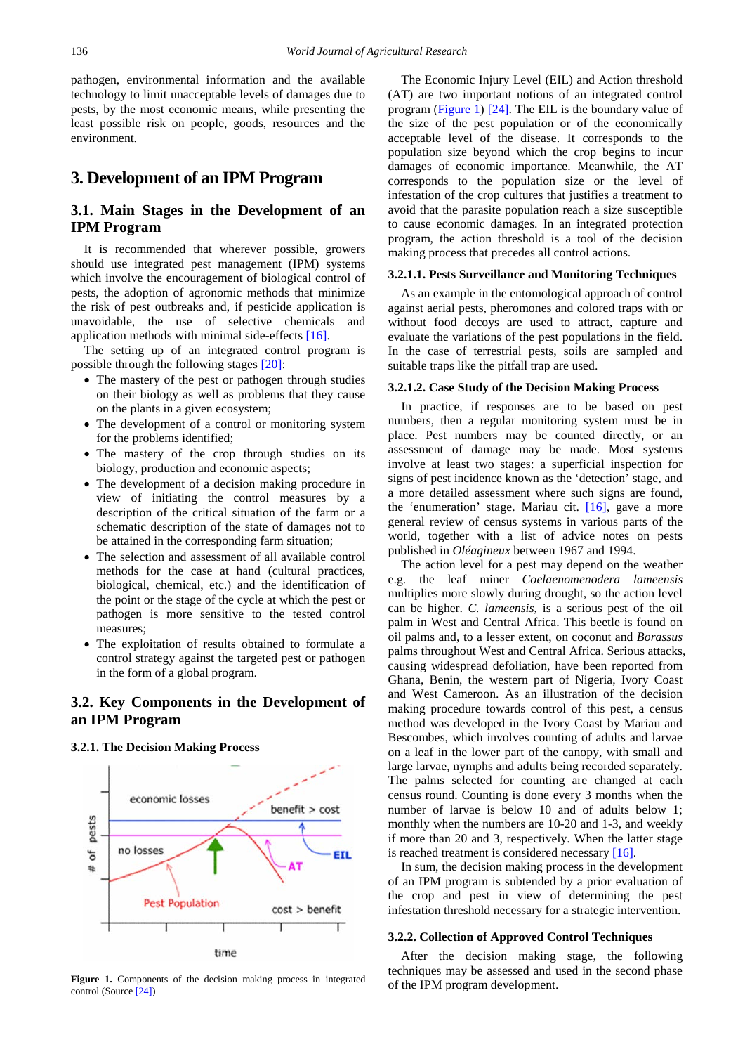pathogen, environmental information and the available technology to limit unacceptable levels of damages due to pests, by the most economic means, while presenting the least possible risk on people, goods, resources and the environment.

## 3. Development of an IPM Program

### 3.1. Main Stages in the Development of an IPM Program

It is recommended that wherever possible, growers should use integrated pest management (IPM) systems which involve the encouragement of biological control of pests, the adoption of agronomic methods that minimize the risk of pest outbreaks and, if pesticide application is unavoidable, the use of selective chemicals and application methods with minimal side-effects [16].

The setting up of an integrated control program is possible through the following stages [20]:

- The mastery of the pest or pathogen through studies on their biology as well as problems that they cause on the plants in a given ecosystem;
- The development of a control or monitoring system for the problems identified;
- The mastery of the crop through studies on its biology, production and economic aspects;
- The development of a decision making procedure in view of initiating the control measures by a description of the critical situation of the farm or a schematic description of the state of damages not to be attained in the corresponding farm situation;
- The selection and assessment of all available control methods for the case at hand (cultural practices, biological, chemical, etc.) and the identification of the point or the stage of the cycle at which the pest or pathogen is more sensitive to the tested control measures;
- The exploitation of results obtained to formulate a control strategy against the targeted pest or pathogen in the form of a global program.

### 3.2. Key Components in the Development of an IPM Program

#### 3.2.1. The Decision Making Process

**Figure 1.** Components of the decision making process in integrated control (Source [24])

The Economic Injury Level (EIL) and Action threshold (AT) are two important notions of an integrated control program (Figure 1) [24]. The EIL is the boundary value of the size of the pest population or of the economically acceptable level of the disease. It corresponds to the population size beyond which the crop begins to incur damages of economic importance. Meanwhile, the AT corresponds to the population size or the level of infestation of the crop cultures that justifies a treatment to avoid that the parasite population reach a size susceptible to cause economic damages. In an integrated protection program, the action threshold is a tool of the decision making process that precedes all control actions.

#### 3.2.1.1. Pests Surveillance and Monitoring Techniques

As an example in the entomological approach of control against aerial pests, pheromones and colored traps with or without food decoys are used to attract, capture and evaluate the variations of the pest populations in the field. In the case of terrestrial pests, soils are sampled and suitable traps like the pitfall trap are used.

#### 3.2.1.2. Case Study of the Decision Making Process

In practice, if responses are to be based on pest numbers, then a regular monitoring system must be in place. Pest numbers may be counted directly, or an assessment of damage may be made. Most systems involve at least two stages: a superficial inspection for signs of pest incidence known as the 'detection' stage, and a more detailed assessment where such signs are found, the 'enumeration' stage. Mariau cit. [16], gave a more general review of census systems in various parts of the world, together with a list of advice notes on pests published in *Oléagineux* between 1967 and 1994.

The action level for a pest may depend on the weather e.g. the leaf miner *Coelaenomenodera lameensis* multiplies more slowly during drought, so the action level can be higher. *C. lameensis*, is a serious pest of the oil palm in West and Central Africa. This beetle is found on oil palms and, to a lesser extent, on coconut and *Borassus* palms throughout West and Central Africa. Serious attacks, causing widespread defoliation, have been reported from Ghana, Benin, the western part of Nigeria, Ivory Coast and West Cameroon. As an illustration of the decision making procedure towards control of this pest, a census method was developed in the Ivory Coast by Mariau and Bescombes, which involves counting of adults and larvae on a leaf in the lower part of the canopy, with small and large larvae, nymphs and adults being recorded separately. The palms selected for counting are changed at each census round. Counting is done every 3 months when the number of larvae is below 10 and of adults below 1; monthly when the numbers are 10-20 and 1-3, and weekly if more than 20 and 3, respectively. When the latter stage is reached treatment is considered necessary [16].

In sum, the decision making process in the development of an IPM program is subtended by a prior evaluation of the crop and pest in view of determining the pest infestation threshold necessary for a strategic intervention.

### 3.2.2. Collection of Approved Control Techniques

After the decision making stage, the following techniques may be assessed and used in the second phase of the IPM program development.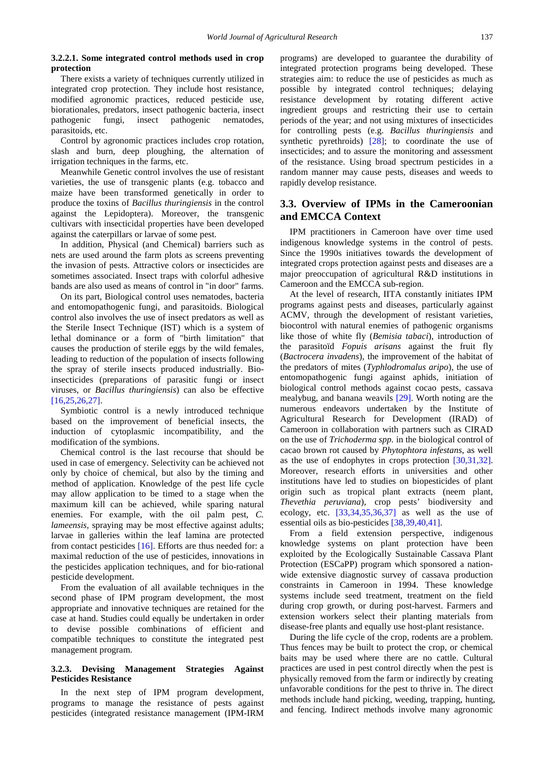#### 3.2.2.1. Some integrated control methods used in crop protection

There exists a variety of techniques currently utilized in integrated crop protection. They include host resistance, modified agronomic practices, reduced pesticide use, biorationales, predators, insect pathogenic bacteria, insect pathogenic fungi, insect pathogenic nematodes, parasitoids, etc.

Control by agronomic practices includes crop rotation, slash and burn, deep ploughing, the alternation of irrigation techniques in the farms, etc.

Meanwhile Genetic control involves the use of resistant varieties, the use of transgenic plants (e.g. tobacco and maize have been transformed genetically in order to produce the toxins of *Bacillus thuringiensis* in the control against the Lepidoptera). Moreover, the transgenic cultivars with insecticidal properties have been developed against the caterpillars or larvae of some pest.

In addition, Physical (and Chemical) barriers such as nets are used around the farm plots as screens preventing the invasion of pests. Attractive colors or insecticides are sometimes associated. Insect traps with colorful adhesive bands are also used as means of control in "in door" farms.

On its part, Biological control uses nematodes, bacteria and entomopathogenic fungi, and parasitoids. Biological control also involves the use of insect predators as well as the Sterile Insect Technique (IST) which is a system of lethal dominance or a form of "birth limitation" that causes the production of sterile eggs by the wild females, leading to reduction of the population of insects following the spray of sterile insects produced industrially. Bio-insecticides (preparations of parasitic fungi or insect viruses, or *Bacillus thuringiensis*) can also be effective [16,25,26,27].

Symbiotic control is a newly introduced technique based on the improvement of beneficial insects, the induction of cytoplasmic incompatibility, and the modification of the symbions.

Chemical control is the last recourse that should be used in case of emergency. Selectivity can be achieved not only by choice of chemical, but also by the timing and method of application. Knowledge of the pest life cycle may allow application to be timed to a stage when the maximum kill can be achieved, while sparing natural enemies. For example, with the oil palm pest, *C. lameensis*, spraying may be most effective against adults; larvae in galleries within the leaf lamina are protected from contact pesticides [16]. Efforts are thus needed for: a maximal reduction of the use of pesticides, innovations in the pesticides application techniques, and for bio-rational pesticide development.

From the evaluation of all available techniques in the second phase of IPM program development, the most appropriate and innovative techniques are retained for the case at hand. Studies could equally be undertaken in order to devise possible combinations of efficient and compatible techniques to constitute the integrated pest management program.

#### 3.2.3. Devising Management Strategies Against Pesticides Resistance

In the next step of IPM program development, programs to manage the resistance of pests against pesticides (integrated resistance management (IPM-IRM programs) are developed to guarantee the durability of integrated protection programs being developed. These strategies aim: to reduce the use of pesticides as much as possible by integrated control techniques; delaying resistance development by rotating different active ingredient groups and restricting their use to certain periods of the year; and not using mixtures of insecticides for controlling pests (e.g. *Bacillus thuringiensis* and synthetic pyrethroids) [28]; to coordinate the use of insecticides; and to assure the monitoring and assessment of the resistance. Using broad spectrum pesticides in a random manner may cause pests, diseases and weeds to rapidly develop resistance.

## 3.3. Overview of IPMs in the Cameroonian and EMCCA Context

IPM practitioners in Cameroon have over time used indigenous knowledge systems in the control of pests. Since the 1990s initiatives towards the development of integrated crops protection against pests and diseases are a major preoccupation of agricultural R&D institutions in Cameroon and the EMCCA sub-region.

At the level of research, IITA constantly initiates IPM programs against pests and diseases, particularly against ACMV, through the development of resistant varieties, biocontrol with natural enemies of pathogenic organisms like those of white fly (*Bemisia tabaci*), introduction of the parasitoïd *Fopuis arisans* against the fruit fly (*Bactrocera invadens*), the improvement of the habitat of the predators of mites (*Typhlodromalus aripo*), the use of entomopathogenic fungi against aphids, initiation of biological control methods against cocao pests, cassava mealybug, and banana weavils [29]. Worth noting are the numerous endeavors undertaken by the Institute of Agricultural Research for Development (IRAD) of Cameroon in collaboration with partners such as CIRAD on the use of *Trichoderma spp.* in the biological control of cacao brown rot caused by *Phytophtora infestans*, as well as the use of endophytes in crops protection [30,31,32]. Moreover, research efforts in universities and other institutions have led to studies on biopesticides of plant origin such as tropical plant extracts (neem plant, *Thevethia peruviana*), crop pests' biodiversity and ecology, etc. [33,34,35,36,37] as well as the use of essential oils as bio-pesticides [38,39,40,41].

From a field extension perspective, indigenous knowledge systems on plant protection have been exploited by the Ecologically Sustainable Cassava Plant Protection (ESCaPP) program which sponsored a nation-wide extensive diagnostic survey of cassava production constraints in Cameroon in 1994. These knowledge systems include seed treatment, treatment on the field during crop growth, or during post-harvest. Farmers and extension workers select their planting materials from disease-free plants and equally use host-plant resistance.

During the life cycle of the crop, rodents are a problem. Thus fences may be built to protect the crop, or chemical baits may be used where there are no cattle. Cultural practices are used in pest control directly when the pest is physically removed from the farm or indirectly by creating unfavorable conditions for the pest to thrive in. The direct methods include hand picking, weeding, trapping, hunting, and fencing. Indirect methods involve many agronomic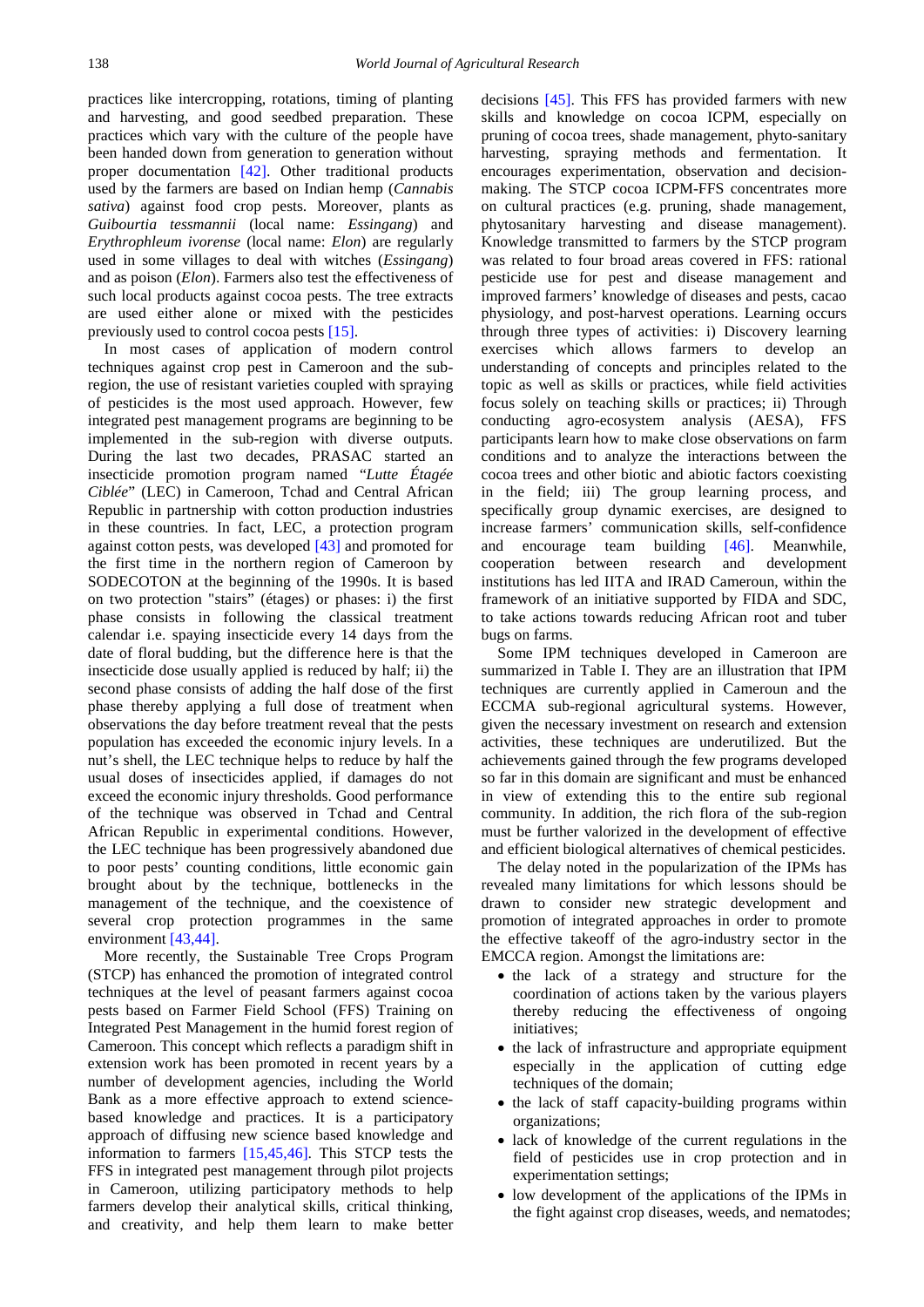practices like intercropping, rotations, timing of planting and harvesting, and good seedbed preparation. These practices which vary with the culture of the people have been handed down from generation to generation without proper documentation [42]. Other traditional products used by the farmers are based on Indian hemp (*Cannabis sativa*) against food crop pests. Moreover, plants as *Guibourtia tessmannii* (local name: *Essingang*) and *Erythrophleum ivorense* (local name: *Elon*) are regularly used in some villages to deal with witches (*Essingang*) and as poison (*Elon*). Farmers also test the effectiveness of such local products against cocoa pests. The tree extracts are used either alone or mixed with the pesticides previously used to control cocoa pests [15].

In most cases of application of modern control techniques against crop pest in Cameroon and the sub-region, the use of resistant varieties coupled with spraying of pesticides is the most used approach. However, few integrated pest management programs are beginning to be implemented in the sub-region with diverse outputs. During the last two decades, PRASAC started an insecticide promotion program named "*Lutte Étagée Ciblée*" (LEC) in Cameroon, Tchad and Central African Republic in partnership with cotton production industries in these countries. In fact, LEC, a protection program against cotton pests, was developed [43] and promoted for the first time in the northern region of Cameroon by SODECOTON at the beginning of the 1990s. It is based on two protection "stairs" (étages) or phases: i) the first phase consists in following the classical treatment calendar i.e. spaying insecticide every 14 days from the date of floral budding, but the difference here is that the insecticide dose usually applied is reduced by half; ii) the second phase consists of adding the half dose of the first phase thereby applying a full dose of treatment when observations the day before treatment reveal that the pests population has exceeded the economic injury levels. In a nut's shell, the LEC technique helps to reduce by half the usual doses of insecticides applied, if damages do not exceed the economic injury thresholds. Good performance of the technique was observed in Tchad and Central African Republic in experimental conditions. However, the LEC technique has been progressively abandoned due to poor pests' counting conditions, little economic gain brought about by the technique, bottlenecks in the management of the technique, and the coexistence of several crop protection programmes in the same environment [43,44].

More recently, the Sustainable Tree Crops Program (STCP) has enhanced the promotion of integrated control techniques at the level of peasant farmers against cocoa pests based on Farmer Field School (FFS) Training on Integrated Pest Management in the humid forest region of Cameroon. This concept which reflects a paradigm shift in extension work has been promoted in recent years by a number of development agencies, including the World Bank as a more effective approach to extend science-based knowledge and practices. It is a participatory approach of diffusing new science based knowledge and information to farmers [15,45,46]. This STCP tests the FFS in integrated pest management through pilot projects in Cameroon, utilizing participatory methods to help farmers develop their analytical skills, critical thinking, and creativity, and help them learn to make better decisions [45]. This FFS has provided farmers with new skills and knowledge on cocoa ICPM, especially on pruning of cocoa trees, shade management, phyto-sanitary harvesting, spraying methods and fermentation. It encourages experimentation, observation and decision-making. The STCP cocoa ICPM-FFS concentrates more on cultural practices (e.g. pruning, shade management, phytosanitary harvesting and disease management). Knowledge transmitted to farmers by the STCP program was related to four broad areas covered in FFS: rational pesticide use for pest and disease management and improved farmers' knowledge of diseases and pests, cacao physiology, and post-harvest operations. Learning occurs through three types of activities: i) Discovery learning exercises which allows farmers to develop an understanding of concepts and principles related to the topic as well as skills or practices, while field activities focus solely on teaching skills or practices; ii) Through conducting agro-ecosystem analysis (AESA), FFS participants learn how to make close observations on farm conditions and to analyze the interactions between the cocoa trees and other biotic and abiotic factors coexisting in the field; iii) The group learning process, and specifically group dynamic exercises, are designed to increase farmers' communication skills, self-confidence and encourage team building [46]. Meanwhile, cooperation between research and development institutions has led IITA and IRAD Cameroun, within the framework of an initiative supported by FIDA and SDC, to take actions towards reducing African root and tuber bugs on farms.

Some IPM techniques developed in Cameroon are summarized in Table I. They are an illustration that IPM techniques are currently applied in Cameroun and the ECCMA sub-regional agricultural systems. However, given the necessary investment on research and extension activities, these techniques are underutilized. But the achievements gained through the few programs developed so far in this domain are significant and must be enhanced in view of extending this to the entire sub regional community. In addition, the rich flora of the sub-region must be further valorized in the development of effective and efficient biological alternatives of chemical pesticides.

The delay noted in the popularization of the IPMs has revealed many limitations for which lessons should be drawn to consider new strategic development and promotion of integrated approaches in order to promote the effective takeoff of the agro-industry sector in the EMCCA region. Amongst the limitations are:

- the lack of a strategy and structure for the coordination of actions taken by the various players thereby reducing the effectiveness of ongoing initiatives;
- the lack of infrastructure and appropriate equipment especially in the application of cutting edge techniques of the domain;
- the lack of staff capacity-building programs within organizations;
- lack of knowledge of the current regulations in the field of pesticides use in crop protection and in experimentation settings;
- low development of the applications of the IPMs in the fight against crop diseases, weeds, and nematodes;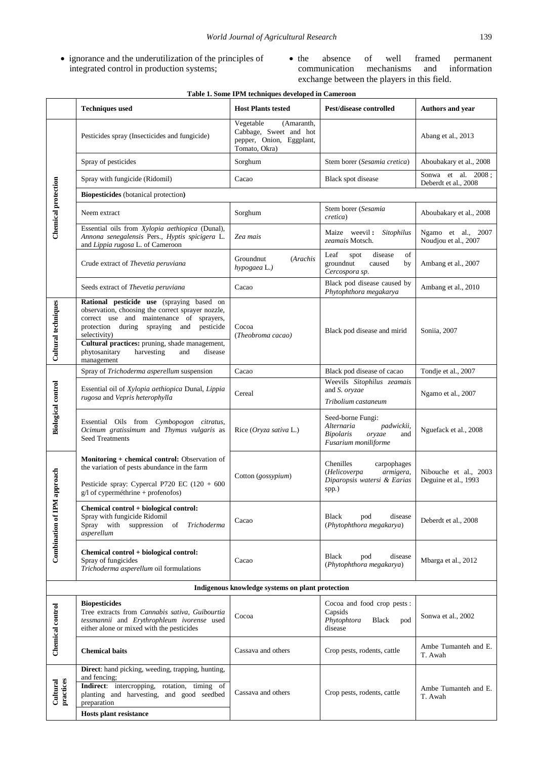- ignorance and the underutilization of the principles of integrated control in production systems;
- the absence of well framed permanent communication mechanisms and information exchange between the players in this field.

**Table 1. Some IPM techniques developed in Cameroon**

| | Techniques used | Host Plants tested | Pest/disease controlled | Authors and year |
|---|---|---|---|---|
| Chemical protection | Pesticides spray (Insecticides and fungicide) | Vegetable (Amaranth, Cabbage, Sweet and hot pepper, Onion, Eggplant, Tomato, Okra) | | Abang et al., 2013 |
| | Spray of pesticides | Sorghum | Stem borer (*Sesamia cretica*) | Aboubakary et al., 2008 |
| | Spray with fungicide (Ridomil) | Cacao | Black spot disease | Sonwa et al. 2008 ; Deberdt et al., 2008 |
| | **Biopesticides** (botanical protection**)** | | | |
| | Neem extract | Sorghum | Stem borer (*Sesamia cretica*) | Aboubakary et al., 2008 |
| | Essential oils from *Xylopia aethiopica* (Dunal), *Annona senegalensis* Pers., *Hyptis spicigera* L. and *Lippia rugosa* L. of Cameroon | *Zea mais* | Maize weevil **:** *Sitophilus zeamais* Motsch. | Ngamo et al., 2007 Noudjou et al., 2007 |
| | Crude extract of *Thevetia peruviana* | Groundnut (*Arachis hypogaea* L.) | Leaf spot disease of groundnut caused by *Cercospora sp.* | Ambang et al., 2007 |
| | Seeds extract of *Thevetia peruviana* | Cacao | Black pod disease caused by *Phytophthora megakarya* | Ambang et al., 2010 |
| Cultural techniques | **Rational pesticide use** (spraying based on observation, choosing the correct sprayer nozzle, correct use and maintenance of sprayers, protection during spraying and pesticide selectivity) **Cultural practices:** pruning, shade management, phytosanitary harvesting and disease management | Cocoa (*Theobroma cacao)* | Black pod disease and mirid | Soniia, 2007 |
| Biological control | Spray of *Trichoderma asperellum* suspension | Cacao | Black pod disease of cacao | Tondje et al., 2007 |
| | Essential oil of *Xylopia aethiopica* Dunal, *Lippia rugosa* and *Vepris heterophylla* | Cereal | Weevils *Sitophilus zeamais* and *S. oryzae* *Tribolium castaneum* | Ngamo et al., 2007 |
| | Essential Oils from *Cymbopogon citratus*, *Ocimum gratissimum* and *Thymus vulgaris* as Seed Treatments | Rice (*Oryza sativa* L.) | Seed-borne Fungi: *Alternaria padwickii*, *Bipolaris oryzae* and *Fusarium moniliforme* | Nguefack et al., 2008 |
| Combination of IPM approach | **Monitoring + chemical control:** Observation of the variation of pests abundance in the farm Pesticide spray: Cypercal P720 EC (120 + 600 g/l of cyperméthrine + profenofos) | Cotton (*gossypium*) | Chenilles carpophages (*Helicoverpa armigera*, *Diparopsis watersi & Earias* spp.) | Nibouche et al., 2003 Deguine et al., 1993 |
| | **Chemical control + biological control:** Spray with fungicide Ridomil Spray with suppression of *Trichoderma asperellum* | Cacao | Black pod disease (*Phytophthora megakarya*) | Deberdt et al., 2008 |
| | **Chemical control + biological control:** Spray of fungicides *Trichoderma asperellum* oil formulations | Cacao | Black pod disease (*Phytophthora megakarya*) | Mbarga et al., 2012 |
| **Indigenous knowledge systems on plant protection** | | | | |
| Chemical control | **Biopesticides** Tree extracts from *Cannabis sativa, Guibourtia tessmannii* and *Erythrophleum ivorense* used either alone or mixed with the pesticides | Cocoa | Cocoa and food crop pests : Capsids *Phytophtora* Black pod disease | Sonwa et al., 2002 |
| | **Chemical baits** | Cassava and others | Crop pests, rodents, cattle | Ambe Tumanteh and E. T. Awah |
| Cultural practices | **Direct**: hand picking, weeding, trapping, hunting, and fencing; **Indirect**: intercropping, rotation, timing of planting and harvesting, and good seedbed preparation **Hosts plant resistance** | Cassava and others | Crop pests, rodents, cattle | Ambe Tumanteh and E. T. Awah |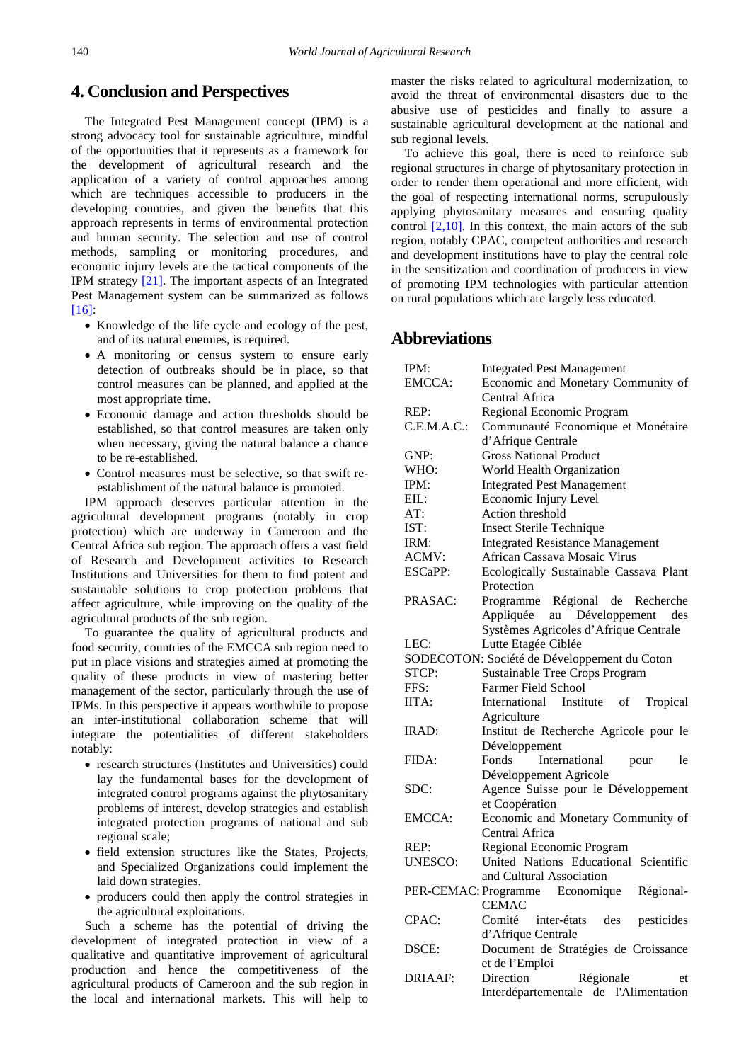## 4. Conclusion and Perspectives

The Integrated Pest Management concept (IPM) is a strong advocacy tool for sustainable agriculture, mindful of the opportunities that it represents as a framework for the development of agricultural research and the application of a variety of control approaches among which are techniques accessible to producers in the developing countries, and given the benefits that this approach represents in terms of environmental protection and human security. The selection and use of control methods, sampling or monitoring procedures, and economic injury levels are the tactical components of the IPM strategy [21]. The important aspects of an Integrated Pest Management system can be summarized as follows [16]:

- Knowledge of the life cycle and ecology of the pest, and of its natural enemies, is required.
- A monitoring or census system to ensure early detection of outbreaks should be in place, so that control measures can be planned, and applied at the most appropriate time.
- Economic damage and action thresholds should be established, so that control measures are taken only when necessary, giving the natural balance a chance to be re-established.
- Control measures must be selective, so that swift re-establishment of the natural balance is promoted.

IPM approach deserves particular attention in the agricultural development programs (notably in crop protection) which are underway in Cameroon and the Central Africa sub region. The approach offers a vast field of Research and Development activities to Research Institutions and Universities for them to find potent and sustainable solutions to crop protection problems that affect agriculture, while improving on the quality of the agricultural products of the sub region.

To guarantee the quality of agricultural products and food security, countries of the EMCCA sub region need to put in place visions and strategies aimed at promoting the quality of these products in view of mastering better management of the sector, particularly through the use of IPMs. In this perspective it appears worthwhile to propose an inter-institutional collaboration scheme that will integrate the potentialities of different stakeholders notably:

- research structures (Institutes and Universities) could lay the fundamental bases for the development of integrated control programs against the phytosanitary problems of interest, develop strategies and establish integrated protection programs of national and sub regional scale;
- field extension structures like the States, Projects, and Specialized Organizations could implement the laid down strategies.
- producers could then apply the control strategies in the agricultural exploitations.

Such a scheme has the potential of driving the development of integrated protection in view of a qualitative and quantitative improvement of agricultural production and hence the competitiveness of the agricultural products of Cameroon and the sub region in the local and international markets. This will help to master the risks related to agricultural modernization, to avoid the threat of environmental disasters due to the abusive use of pesticides and finally to assure a sustainable agricultural development at the national and sub regional levels.

To achieve this goal, there is need to reinforce sub regional structures in charge of phytosanitary protection in order to render them operational and more efficient, with the goal of respecting international norms, scrupulously applying phytosanitary measures and ensuring quality control [2,10]. In this context, the main actors of the sub region, notably CPAC, competent authorities and research and development institutions have to play the central role in the sensitization and coordination of producers in view of promoting IPM technologies with particular attention on rural populations which are largely less educated.

## Abbreviations

| | |
|---|---|
| IPM: | Integrated Pest Management |
| EMCCA: | Economic and Monetary Community of Central Africa |
| REP: | Regional Economic Program |
| C.E.M.A.C.: | Communauté Economique et Monétaire d'Afrique Centrale |
| GNP: | Gross National Product |
| WHO: | World Health Organization |
| IPM: | Integrated Pest Management |
| EIL: | Economic Injury Level |
| AT: | Action threshold |
| IST: | Insect Sterile Technique |
| IRM: | Integrated Resistance Management |
| ACMV: | African Cassava Mosaic Virus |
| ESCaPP: | Ecologically Sustainable Cassava Plant Protection |
| PRASAC: | Programme Régional de Recherche Appliquée au Développement des Systèmes Agricoles d'Afrique Centrale |
| LEC: | Lutte Etagée Ciblée |
| SODECOTON: | Société de Développement du Coton |
| STCP: | Sustainable Tree Crops Program |
| FFS: | Farmer Field School |
| IITA: | International Institute of Tropical Agriculture |
| IRAD: | Institut de Recherche Agricole pour le Développement |
| FIDA: | Fonds International pour le Développement Agricole |
| SDC: | Agence Suisse pour le Développement et Coopération |
| EMCCA: | Economic and Monetary Community of Central Africa |
| REP: | Regional Economic Program |
| UNESCO: | United Nations Educational Scientific and Cultural Association |
| PER-CEMAC: | Programme Economique Régional-CEMAC |
| CPAC: | Comité inter-états des pesticides d'Afrique Centrale |
| DSCE: | Document de Stratégies de Croissance et de l'Emploi |
| DRIAAF: | Direction Régionale et Interdépartementale de l'Alimentation |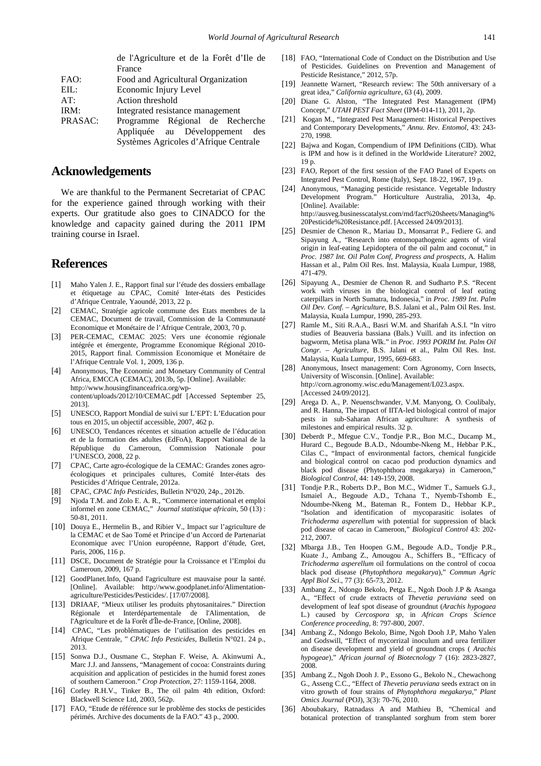| | |
|---|---|
| | de l'Agriculture et de la Forêt d'Ile de France |
| FAO: | Food and Agricultural Organization |
| EIL: | Economic Injury Level |
| AT: | Action threshold |
| IRM: | Integrated resistance management |
| PRASAC: | Programme Régional de Recherche Appliquée au Développement des Systèmes Agricoles d'Afrique Centrale |

## Acknowledgements

We are thankful to the Permanent Secretariat of CPAC for the experience gained through working with their experts. Our gratitude also goes to CINADCO for the knowledge and capacity gained during the 2011 IPM training course in Israel.

## References

[1] Maho Yalen J. E., Rapport final sur l'étude des dossiers emballage et étiquetage au CPAC, Comité Inter-états des Pesticides d'Afrique Centrale, Yaoundé, 2013, 22 p.

[2] CEMAC, Stratégie agricole commune des Etats membres de la CEMAC, Document de travail, Commission de la Communauté Economique et Monétaire de l'Afrique Centrale, 2003, 70 p.

[3] PER-CEMAC, CEMAC 2025: Vers une économie régionale intégrée et émergente, Programme Economique Régional 2010-2015, Rapport final. Commission Economique et Monétaire de l'Afrique Centrale Vol. 1, 2009, 136 p.

[4] Anonymous, The Economic and Monetary Community of Central Africa, EMCCA (CEMAC), 2013b, 5p. [Online]. Available: http://www.housingfinanceafrica.org/wp-content/uploads/2012/10/CEMAC.pdf [Accessed September 25, 2013].

[5] UNESCO, Rapport Mondial de suivi sur L'EPT: L'Education pour tous en 2015, un objectif accessible, 2007, 462 p.

[6] UNESCO, Tendances récentes et situation actuelle de l'éducation et de la formation des adultes (EdFoA), Rapport National de la République du Cameroun, Commission Nationale pour l'UNESCO, 2008, 22 p.

[7] CPAC, Carte agro-écologique de la CEMAC: Grandes zones agro-écologiques et principales cultures, Comité Inter-états des Pesticides d'Afrique Centrale, 2012a.

[8] CPAC, *CPAC Info Pesticides*, Bulletin N°020, 24p., 2012b.

[9] Njoda T.M. and Zolo E. A. R., "Commerce international et emploi informel en zone CEMAC," *Journal statistique africain*, 50 (13) : 50-81, 2011.

[10] Douya E., Hermelin B., and Ribier V., Impact sur l'agriculture de la CEMAC et de Sao Tomé et Principe d'un Accord de Partenariat Economique avec l'Union européenne, Rapport d'étude, Gret, Paris, 2006, 116 p.

[11] DSCE, Document de Stratégie pour la Croissance et l'Emploi du Cameroun, 2009, 167 p.

[12] GoodPlanet.Info, Quand l'agriculture est mauvaise pour la santé. [Online]. Available: http://www.goodplanet.info/Alimentation-agriculture/Pesticides/Pesticides/. [17/07/2008].

[13] DRIAAF, "Mieux utiliser les produits phytosanitaires." Direction Régionale et Interdépartementale de l'Alimentation, de l'Agriculture et de la Forêt d'Île-de-France, [Online, 2008].

[14] CPAC, "Les problématiques de l'utilisation des pesticides en Afrique Centrale, " *CPAC Info Pesticides*, Bulletin N°021. 24 p., 2013.

[15] Sonwa D.J., Ousmane C., Stephan F. Weise, A. Akinwumi A., Marc J.J. and Janssens, "Management of cocoa: Constraints during acquisition and application of pesticides in the humid forest zones of southern Cameroon." *Crop Protection*, 27: 1159-1164, 2008.

[16] Corley R.H.V., Tinker B., The oil palm 4th edition, Oxford: Blackwell Science Ltd, 2003, 562p.

[17] FAO, "Etude de référence sur le problème des stocks de pesticides périmés. Archive des documents de la FAO." 43 p., 2000.

[18] FAO, "International Code of Conduct on the Distribution and Use of Pesticides. Guidelines on Prevention and Management of Pesticide Resistance," 2012, 57p.

[19] Jeannette Warnert, "Research review: The 50th anniversary of a great idea," *California agriculture*, 63 (4), 2009.

[20] Diane G. Alston, "The Integrated Pest Management (IPM) Concept," *UTAH PEST Fact Sheet* (IPM-014-11), 2011, 2p.

[21] Kogan M., "Integrated Pest Management: Historical Perspectives and Contemporary Developments," *Annu. Rev. Entomol*, 43: 243-270, 1998.

[22] Bajwa and Kogan, Compendium of IPM Definitions (CID). What is IPM and how is it defined in the Worldwide Literature? 2002, 19 p.

[23] FAO, Report of the first session of the FAO Panel of Experts on Integrated Pest Control, Rome (Italy), Sept. 18-22, 1967, 19 p.

[24] Anonymous, "Managing pesticide resistance. Vegetable Industry Development Program." Horticulture Australia, 2013a, 4p. [Online]. Available: http://ausveg.businesscatalyst.com/rnd/fact%20sheets/Managing%20Pesticide%20Resistance.pdf. [Accessed 24/09/2013].

[25] Desmier de Chenon R., Mariau D., Monsarrat P., Fediere G. and Sipayung A., "Research into entomopathogenic agents of viral origin in leaf-eating Lepidoptera of the oil palm and coconut," in *Proc. 1987 Int. Oil Palm Conf, Progress and prospects*, A. Halim Hassan et al., Palm Oil Res. Inst. Malaysia, Kuala Lumpur, 1988, 471-479.

[26] Sipayung A., Desmier de Chenon R. and Sudharto P.S. "Recent work with viruses in the biological control of leaf eating caterpillars in North Sumatra, Indonesia," in *Proc. 1989 Int. Palm Oil Dev. Conf. – Agriculture*, B.S. Jalani et al., Palm Oil Res. Inst. Malaysia, Kuala Lumpur, 1990, 285-293.

[27] Ramle M., Siti R.A.A., Basri W.M. and Sharifah A.S.I. "In vitro studies of Beauveria bassiana (Bals.) Vuill. and its infection on bagworm, Metisa plana Wlk." in *Proc. 1993 PORIM Int. Palm Oil Congr. – Agriculture*, B.S. Jalani et al., Palm Oil Res. Inst. Malaysia, Kuala Lumpur, 1995, 669-683.

[28] Anonymous, Insect management: Corn Agronomy, Corn Insects, University of Wisconsin. [Online]. Available: http://corn.agronomy.wisc.edu/Management/L023.aspx. [Accessed 24/09/2012].

[29] Arega D. A., P. Neuenschwander, V.M. Manyong, O. Coulibaly, and R. Hanna, The impact of IITA-led biological control of major pests in sub-Saharan African agriculture: A synthesis of milestones and empirical results. 32 p.

[30] Deberdt P., Mfegue C.V., Tondje P.R., Bon M.C., Ducamp M., Hurard C., Begoude B.A.D., Ndoumbe-Nkeng M., Hebbar P.K., Cilas C., "Impact of environmental factors, chemical fungicide and biological control on cacao pod production dynamics and black pod disease (Phytophthora megakarya) in Cameroon," *Biological Control*, 44: 149-159, 2008.

[31] Tondje P.R., Roberts D.P., Bon M.C., Widmer T., Samuels G.J., Ismaiel A., Begoude A.D., Tchana T., Nyemb-Tshomb E., Ndoumbe-Nkeng M., Bateman R., Fontem D., Hebbar K.P., "Isolation and identification of mycoparasitic isolates of *Trichoderma asperellum* with potential for suppression of black pod disease of cacao in Cameroon," *Biological Control* 43: 202-212, 2007.

[32] Mbarga J.B., Ten Hoopen G.M., Begoude A.D., Tondje P.R., Kuate J., Ambang Z., Amougou A., Schiffers B., "Efficacy of *Trichoderma asperellum* oil formulations on the control of cocoa black pod disease (*Phytophthora megakarya*)," *Commun Agric Appl Biol Sci.*, 77 (3): 65-73, 2012.

[33] Ambang Z., Ndongo Bekolo, Petga E., Ngoh Dooh J.P & Asanga A., "Effect of crude extracts of *Thevetia peruviana* seed on development of leaf spot disease of groundnut (*Arachis hypogaea* L.) caused by *Cercospora sp*, in *African Crops Science Conference proceeding*, 8: 797-800, 2007.

[34] Ambang Z., Ndongo Bekolo, Bime, Ngoh Dooh J.P, Maho Yalen and Godswill, "Effect of mycorrizal inoculum and urea fertilizer on disease development and yield of groundnut crops ( *Arachis hypogeae*)," *African journal of Biotecnology* 7 (16): 2823-2827, 2008.

[35] Ambang Z., Ngoh Dooh J. P., Essono G., Bekolo N., Chewachong G., Asseng C.C., "Effect of *Thevetia peruviana* seeds extract on in vitro growth of four strains of *Phytophthora megakarya*," *Plant Omics Journal* (POJ), 3(3): 70-76, 2010.

[36] Aboubakary, Ratnadass A and Mathieu B, "Chemical and botanical protection of transplanted sorghum from stem borer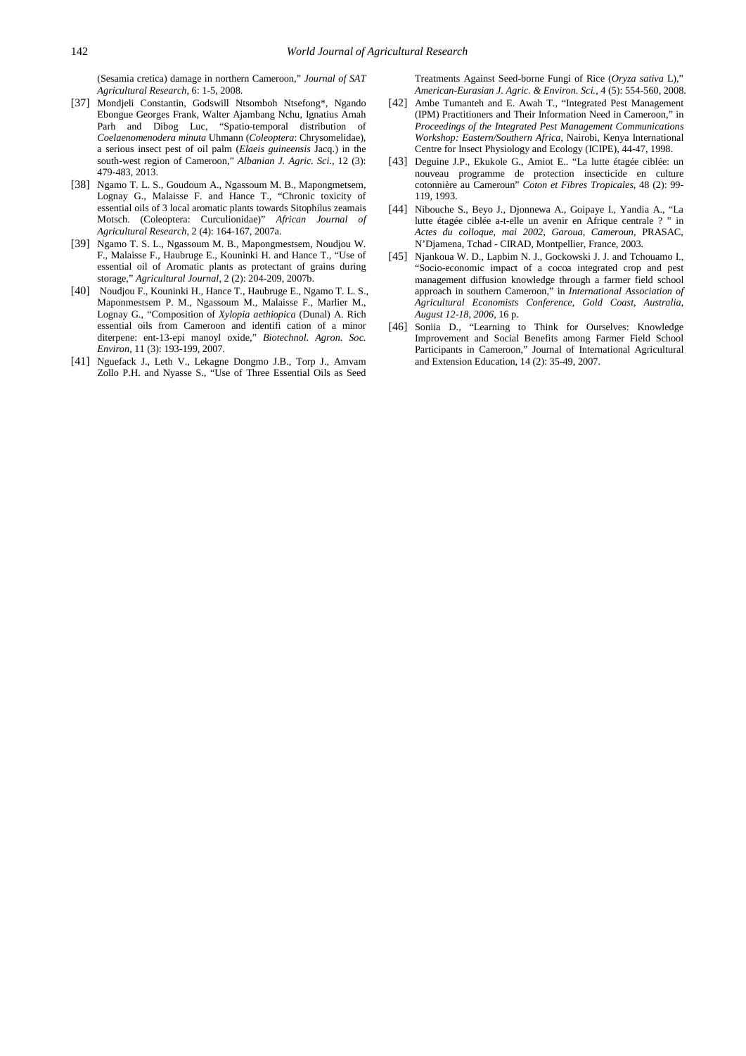(Sesamia cretica) damage in northern Cameroon," *Journal of SAT Agricultural Research*, 6: 1-5, 2008.

[37] Mondjeli Constantin, Godswill Ntsomboh Ntsefong*, Ngando Ebongue Georges Frank, Walter Ajambang Nchu, Ignatius Amah Parh and Dibog Luc, "Spatio-temporal distribution of *Coelaenomenodera minuta* Uhmann (*Coleoptera*: Chrysomelidae), a serious insect pest of oil palm (*Elaeis guineensis* Jacq.) in the south-west region of Cameroon," *Albanian J. Agric. Sci.*, 12 (3): 479-483, 2013.

[38] Ngamo T. L. S., Goudoum A., Ngassoum M. B., Mapongmetsem, Lognay G., Malaisse F. and Hance T., "Chronic toxicity of essential oils of 3 local aromatic plants towards Sitophilus zeamais Motsch. (Coleoptera: Curculionidae)" *African Journal of Agricultural Research*, 2 (4): 164-167, 2007a.

[39] Ngamo T. S. L., Ngassoum M. B., Mapongmestsem, Noudjou W. F., Malaisse F., Haubruge E., Kouninki H. and Hance T., "Use of essential oil of Aromatic plants as protectant of grains during storage," *Agricultural Journal*, 2 (2): 204-209, 2007b.

[40] Noudjou F., Kouninki H., Hance T., Haubruge E., Ngamo T. L. S., Maponmestsem P. M., Ngassoum M., Malaisse F., Marlier M., Lognay G., "Composition of *Xylopia aethiopica* (Dunal) A. Rich essential oils from Cameroon and identifi cation of a minor diterpene: ent-13-epi manoyl oxide," *Biotechnol. Agron. Soc. Environ*, 11 (3): 193-199, 2007.

[41] Nguefack J., Leth V., Lekagne Dongmo J.B., Torp J., Amvam Zollo P.H. and Nyasse S., "Use of Three Essential Oils as Seed Treatments Against Seed-borne Fungi of Rice (*Oryza sativa* L)," *American-Eurasian J. Agric. & Environ. Sci.*, 4 (5): 554-560, 2008.

[42] Ambe Tumanteh and E. Awah T., "Integrated Pest Management (IPM) Practitioners and Their Information Need in Cameroon," in *Proceedings of the Integrated Pest Management Communications Workshop: Eastern/Southern Africa*, Nairobi, Kenya International Centre for Insect Physiology and Ecology (ICIPE), 44-47, 1998.

[43] Deguine J.P., Ekukole G., Amiot E.. "La lutte étagée ciblée: un nouveau programme de protection insecticide en culture cotonnière au Cameroun" *Coton et Fibres Tropicales*, 48 (2): 99-119, 1993.

[44] Nibouche S., Beyo J., Djonnewa A., Goipaye I., Yandia A., "La lutte étagée ciblée a-t-elle un avenir en Afrique centrale ? " in *Actes du colloque, mai 2002, Garoua, Cameroun*, PRASAC, N'Djamena, Tchad - CIRAD, Montpellier, France, 2003.

[45] Njankoua W. D., Lapbim N. J., Gockowski J. J. and Tchouamo I., "Socio-economic impact of a cocoa integrated crop and pest management diffusion knowledge through a farmer field school approach in southern Cameroon," in *International Association of Agricultural Economists Conference, Gold Coast, Australia, August 12-18, 2006*, 16 p.

[46] Soniia D., "Learning to Think for Ourselves: Knowledge Improvement and Social Benefits among Farmer Field School Participants in Cameroon," Journal of International Agricultural and Extension Education, 14 (2): 35-49, 2007.